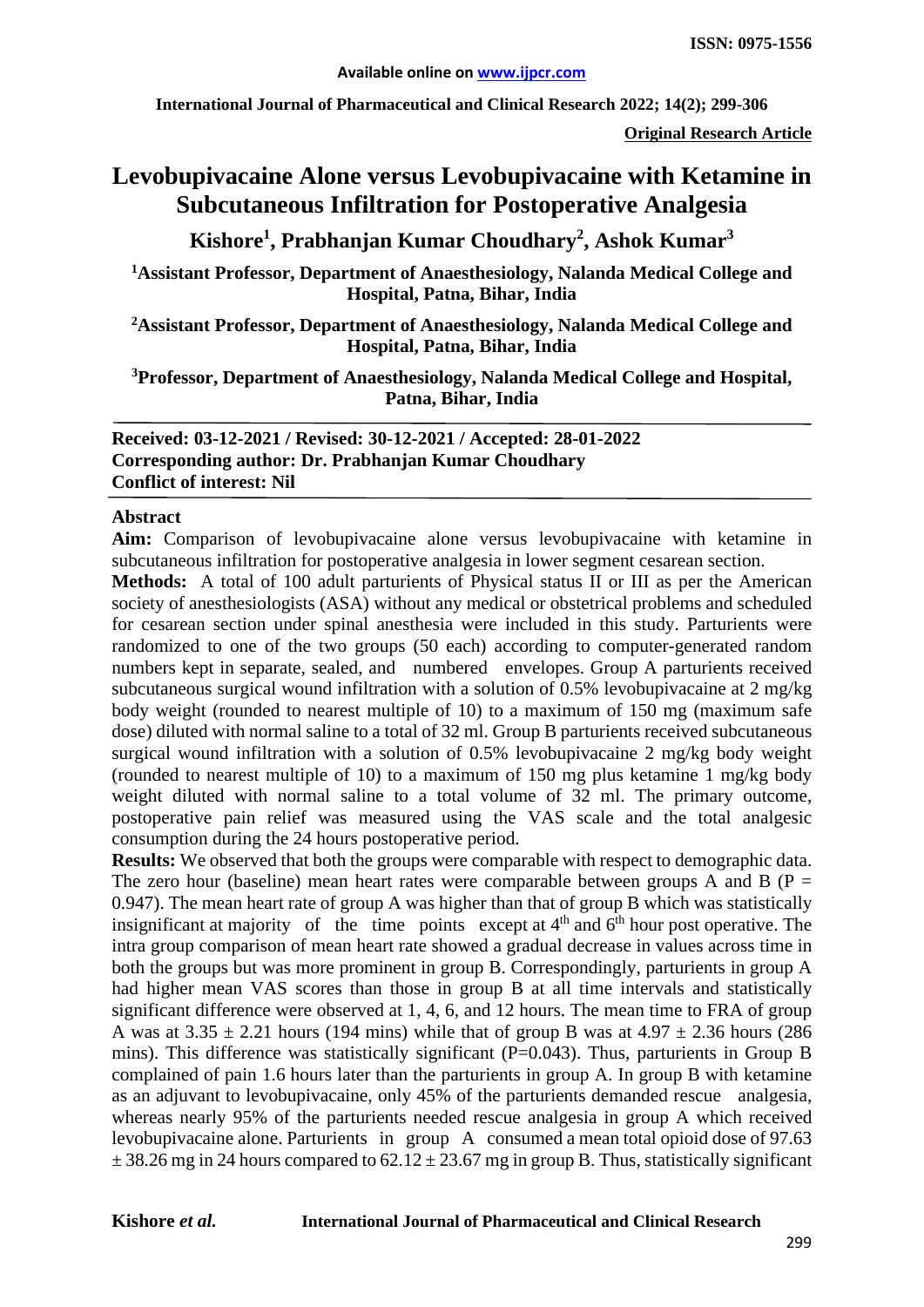**Original Research Article**

# Levobupivacaine Alone versus Levobupivacaine with Ketamine in Subcutaneous Infiltration for Postoperative Analgesia

## Kishore[1], Prabhanjan Kumar Choudhary[2], Ashok Kumar[3]

[1]Assistant Professor, Department of Anaesthesiology, Nalanda Medical College and Hospital, Patna, Bihar, India

[2]Assistant Professor, Department of Anaesthesiology, Nalanda Medical College and Hospital, Patna, Bihar, India

[3]Professor, Department of Anaesthesiology, Nalanda Medical College and Hospital, Patna, Bihar, India

**Received: 03-12-2021 / Revised: 30-12-2021 / Accepted: 28-01-2022**
**Corresponding author: Dr. Prabhanjan Kumar Choudhary**
**Conflict of interest: Nil**

## Abstract

**Aim:** Comparison of levobupivacaine alone versus levobupivacaine with ketamine in subcutaneous infiltration for postoperative analgesia in lower segment cesarean section.

**Methods:** A total of 100 adult parturients of Physical status II or III as per the American society of anesthesiologists (ASA) without any medical or obstetrical problems and scheduled for cesarean section under spinal anesthesia were included in this study. Parturients were randomized to one of the two groups (50 each) according to computer-generated random numbers kept in separate, sealed, and numbered envelopes. Group A parturients received subcutaneous surgical wound infiltration with a solution of 0.5% levobupivacaine at 2 mg/kg body weight (rounded to nearest multiple of 10) to a maximum of 150 mg (maximum safe dose) diluted with normal saline to a total of 32 ml. Group B parturients received subcutaneous surgical wound infiltration with a solution of 0.5% levobupivacaine 2 mg/kg body weight (rounded to nearest multiple of 10) to a maximum of 150 mg plus ketamine 1 mg/kg body weight diluted with normal saline to a total volume of 32 ml. The primary outcome, postoperative pain relief was measured using the VAS scale and the total analgesic consumption during the 24 hours postoperative period.

**Results:** We observed that both the groups were comparable with respect to demographic data. The zero hour (baseline) mean heart rates were comparable between groups A and B (P = 0.947). The mean heart rate of group A was higher than that of group B which was statistically insignificant at majority of the time points except at 4th and 6th hour post operative. The intra group comparison of mean heart rate showed a gradual decrease in values across time in both the groups but was more prominent in group B. Correspondingly, parturients in group A had higher mean VAS scores than those in group B at all time intervals and statistically significant difference were observed at 1, 4, 6, and 12 hours. The mean time to FRA of group A was at 3.35 ± 2.21 hours (194 mins) while that of group B was at 4.97 ± 2.36 hours (286 mins). This difference was statistically significant (P=0.043). Thus, parturients in Group B complained of pain 1.6 hours later than the parturients in group A. In group B with ketamine as an adjuvant to levobupivacaine, only 45% of the parturients demanded rescue analgesia, whereas nearly 95% of the parturients needed rescue analgesia in group A which received levobupivacaine alone. Parturients in group A consumed a mean total opioid dose of 97.63 ± 38.26 mg in 24 hours compared to 62.12 ± 23.67 mg in group B. Thus, statistically significant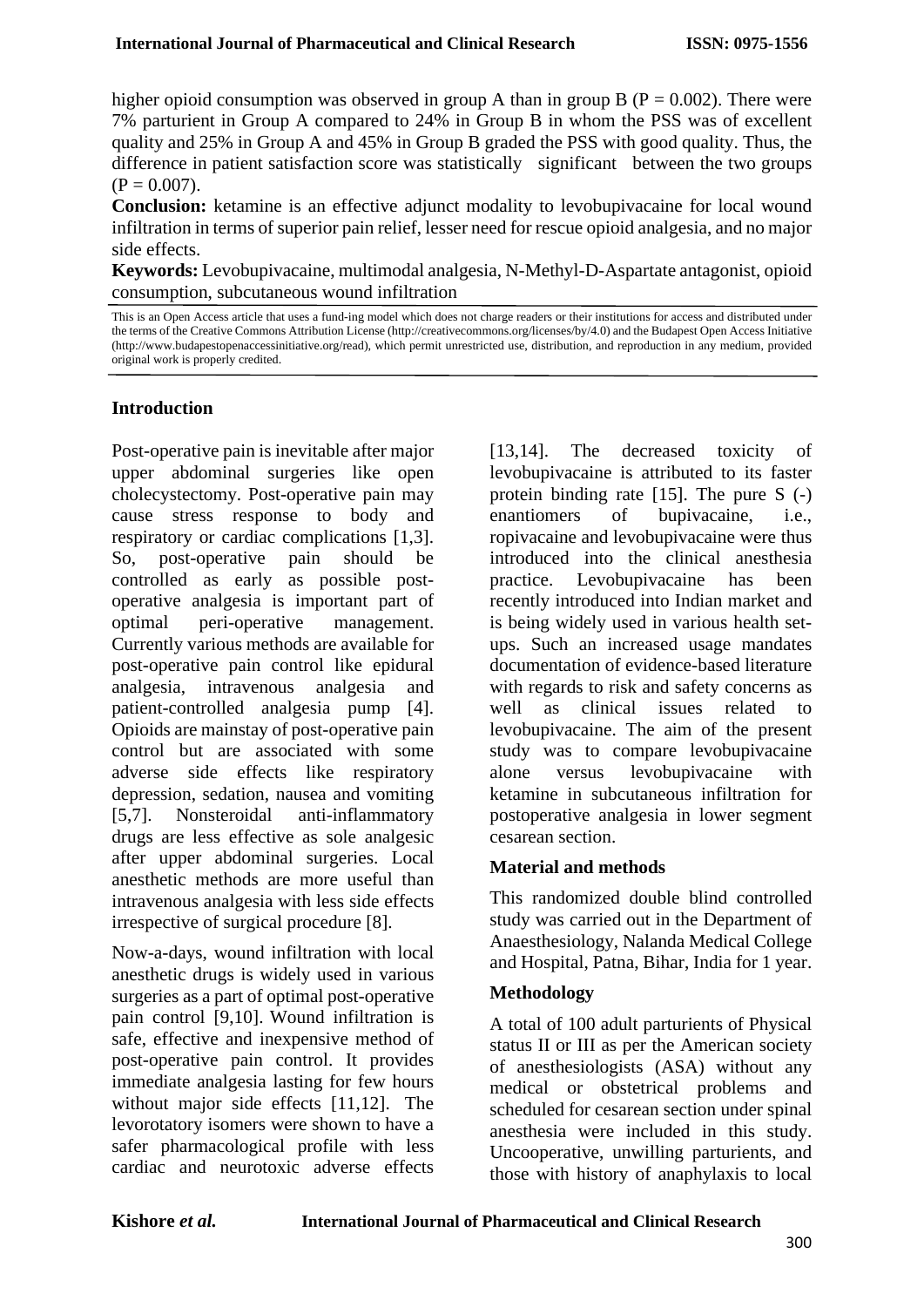higher opioid consumption was observed in group A than in group B (P = 0.002). There were 7% parturient in Group A compared to 24% in Group B in whom the PSS was of excellent quality and 25% in Group A and 45% in Group B graded the PSS with good quality. Thus, the difference in patient satisfaction score was statistically significant between the two groups (P = 0.007).

**Conclusion:** ketamine is an effective adjunct modality to levobupivacaine for local wound infiltration in terms of superior pain relief, lesser need for rescue opioid analgesia, and no major side effects.

**Keywords:** Levobupivacaine, multimodal analgesia, N-Methyl-D-Aspartate antagonist, opioid consumption, subcutaneous wound infiltration

This is an Open Access article that uses a fund-ing model which does not charge readers or their institutions for access and distributed under the terms of the Creative Commons Attribution License (http://creativecommons.org/licenses/by/4.0) and the Budapest Open Access Initiative (http://www.budapestopenaccessinitiative.org/read), which permit unrestricted use, distribution, and reproduction in any medium, provided original work is properly credited.

## Introduction

Post-operative pain is inevitable after major upper abdominal surgeries like open cholecystectomy. Post-operative pain may cause stress response to body and respiratory or cardiac complications [1,3]. So, post-operative pain should be controlled as early as possible post-operative analgesia is important part of optimal peri-operative management. Currently various methods are available for post-operative pain control like epidural analgesia, intravenous analgesia and patient-controlled analgesia pump [4]. Opioids are mainstay of post-operative pain control but are associated with some adverse side effects like respiratory depression, sedation, nausea and vomiting [5,7]. Nonsteroidal anti-inflammatory drugs are less effective as sole analgesic after upper abdominal surgeries. Local anesthetic methods are more useful than intravenous analgesia with less side effects irrespective of surgical procedure [8].

Now-a-days, wound infiltration with local anesthetic drugs is widely used in various surgeries as a part of optimal post-operative pain control [9,10]. Wound infiltration is safe, effective and inexpensive method of post-operative pain control. It provides immediate analgesia lasting for few hours without major side effects [11,12]. The levorotatory isomers were shown to have a safer pharmacological profile with less cardiac and neurotoxic adverse effects [13,14]. The decreased toxicity of levobupivacaine is attributed to its faster protein binding rate [15]. The pure S (-) enantiomers of bupivacaine, i.e., ropivacaine and levobupivacaine were thus introduced into the clinical anesthesia practice. Levobupivacaine has been recently introduced into Indian market and is being widely used in various health set-ups. Such an increased usage mandates documentation of evidence-based literature with regards to risk and safety concerns as well as clinical issues related to levobupivacaine. The aim of the present study was to compare levobupivacaine alone versus levobupivacaine with ketamine in subcutaneous infiltration for postoperative analgesia in lower segment cesarean section.

## Material and methods

This randomized double blind controlled study was carried out in the Department of Anaesthesiology, Nalanda Medical College and Hospital, Patna, Bihar, India for 1 year.

### Methodology

A total of 100 adult parturients of Physical status II or III as per the American society of anesthesiologists (ASA) without any medical or obstetrical problems and scheduled for cesarean section under spinal anesthesia were included in this study. Uncooperative, unwilling parturients, and those with history of anaphylaxis to local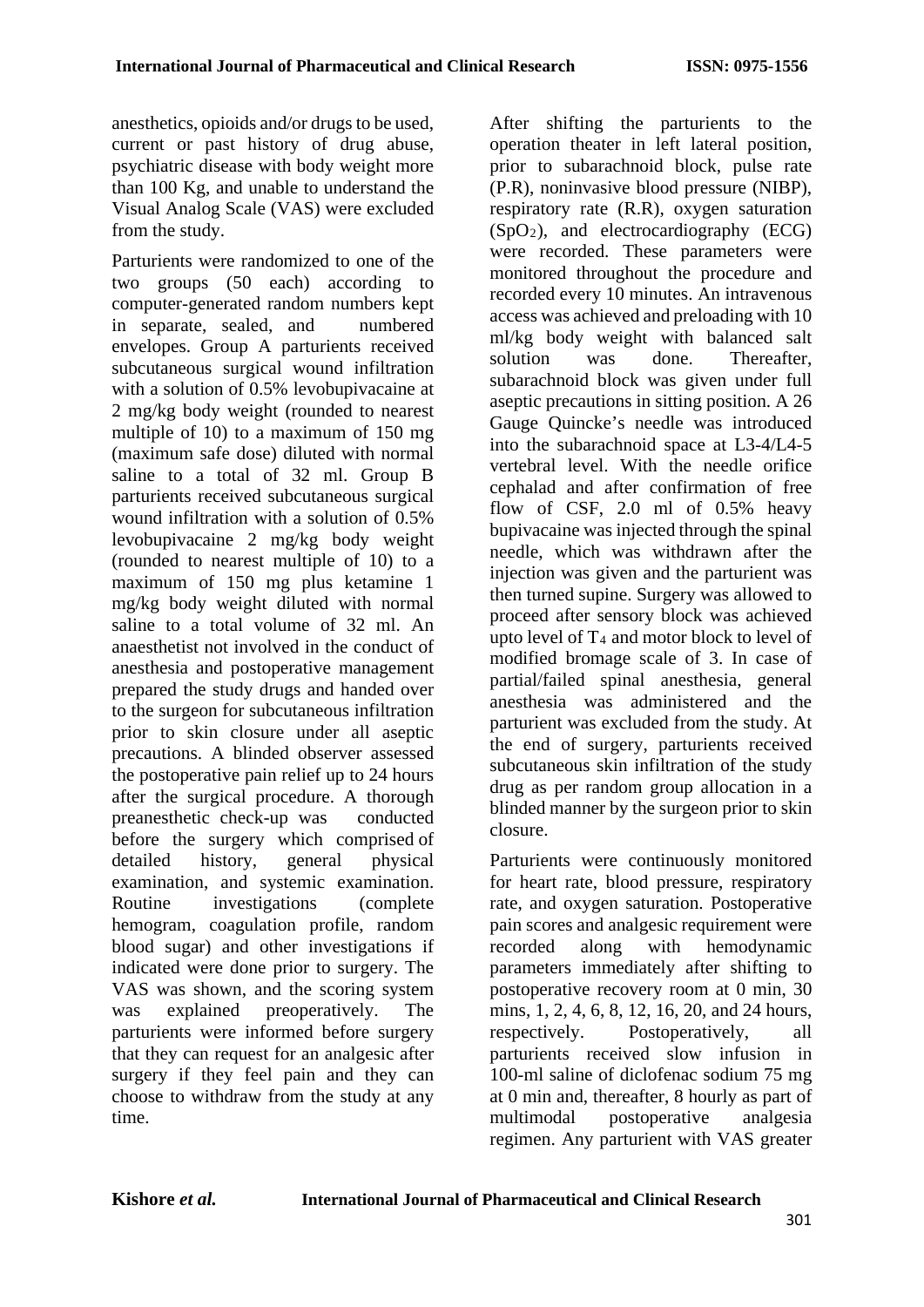anesthetics, opioids and/or drugs to be used, current or past history of drug abuse, psychiatric disease with body weight more than 100 Kg, and unable to understand the Visual Analog Scale (VAS) were excluded from the study.

Parturients were randomized to one of the two groups (50 each) according to computer-generated random numbers kept in separate, sealed, and numbered envelopes. Group A parturients received subcutaneous surgical wound infiltration with a solution of 0.5% levobupivacaine at 2 mg/kg body weight (rounded to nearest multiple of 10) to a maximum of 150 mg (maximum safe dose) diluted with normal saline to a total of 32 ml. Group B parturients received subcutaneous surgical wound infiltration with a solution of 0.5% levobupivacaine 2 mg/kg body weight (rounded to nearest multiple of 10) to a maximum of 150 mg plus ketamine 1 mg/kg body weight diluted with normal saline to a total volume of 32 ml. An anaesthetist not involved in the conduct of anesthesia and postoperative management prepared the study drugs and handed over to the surgeon for subcutaneous infiltration prior to skin closure under all aseptic precautions. A blinded observer assessed the postoperative pain relief up to 24 hours after the surgical procedure. A thorough preanesthetic check-up was conducted before the surgery which comprised of detailed history, general physical examination, and systemic examination. Routine investigations (complete hemogram, coagulation profile, random blood sugar) and other investigations if indicated were done prior to surgery. The VAS was shown, and the scoring system was explained preoperatively. The parturients were informed before surgery that they can request for an analgesic after surgery if they feel pain and they can choose to withdraw from the study at any time.

After shifting the parturients to the operation theater in left lateral position, prior to subarachnoid block, pulse rate (P.R), noninvasive blood pressure (NIBP), respiratory rate (R.R), oxygen saturation ($SpO_2$), and electrocardiography (ECG) were recorded. These parameters were monitored throughout the procedure and recorded every 10 minutes. An intravenous access was achieved and preloading with 10 ml/kg body weight with balanced salt solution was done. Thereafter, subarachnoid block was given under full aseptic precautions in sitting position. A 26 Gauge Quincke's needle was introduced into the subarachnoid space at L3-4/L4-5 vertebral level. With the needle orifice cephalad and after confirmation of free flow of CSF, 2.0 ml of 0.5% heavy bupivacaine was injected through the spinal needle, which was withdrawn after the injection was given and the parturient was then turned supine. Surgery was allowed to proceed after sensory block was achieved upto level of $T_4$ and motor block to level of modified bromage scale of 3. In case of partial/failed spinal anesthesia, general anesthesia was administered and the parturient was excluded from the study. At the end of surgery, parturients received subcutaneous skin infiltration of the study drug as per random group allocation in a blinded manner by the surgeon prior to skin closure.

Parturients were continuously monitored for heart rate, blood pressure, respiratory rate, and oxygen saturation. Postoperative pain scores and analgesic requirement were recorded along with hemodynamic parameters immediately after shifting to postoperative recovery room at 0 min, 30 mins, 1, 2, 4, 6, 8, 12, 16, 20, and 24 hours, respectively. Postoperatively, all parturients received slow infusion in 100-ml saline of diclofenac sodium 75 mg at 0 min and, thereafter, 8 hourly as part of multimodal postoperative analgesia regimen. Any parturient with VAS greater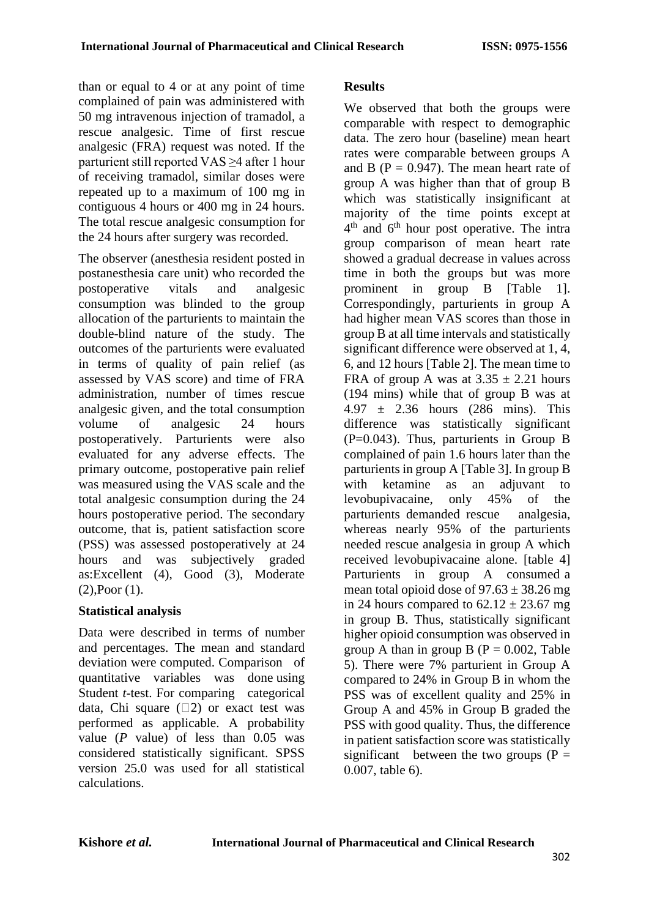than or equal to 4 or at any point of time complained of pain was administered with 50 mg intravenous injection of tramadol, a rescue analgesic. Time of first rescue analgesic (FRA) request was noted. If the parturient still reported VAS ≥4 after 1 hour of receiving tramadol, similar doses were repeated up to a maximum of 100 mg in contiguous 4 hours or 400 mg in 24 hours. The total rescue analgesic consumption for the 24 hours after surgery was recorded.

The observer (anesthesia resident posted in postanesthesia care unit) who recorded the postoperative vitals and analgesic consumption was blinded to the group allocation of the parturients to maintain the double-blind nature of the study. The outcomes of the parturients were evaluated in terms of quality of pain relief (as assessed by VAS score) and time of FRA administration, number of times rescue analgesic given, and the total consumption volume of analgesic 24 hours postoperatively. Parturients were also evaluated for any adverse effects. The primary outcome, postoperative pain relief was measured using the VAS scale and the total analgesic consumption during the 24 hours postoperative period. The secondary outcome, that is, patient satisfaction score (PSS) was assessed postoperatively at 24 hours and was subjectively graded as:Excellent (4), Good (3), Moderate (2),Poor (1).

## Statistical analysis

Data were described in terms of number and percentages. The mean and standard deviation were computed. Comparison of quantitative variables was done using Student *t*-test. For comparing categorical data, Chi square ($\chi^2$) or exact test was performed as applicable. A probability value (*P* value) of less than 0.05 was considered statistically significant. SPSS version 25.0 was used for all statistical calculations.

## Results

We observed that both the groups were comparable with respect to demographic data. The zero hour (baseline) mean heart rates were comparable between groups A and B (P = 0.947). The mean heart rate of group A was higher than that of group B which was statistically insignificant at majority of the time points except at 4th and 6th hour post operative. The intra group comparison of mean heart rate showed a gradual decrease in values across time in both the groups but was more prominent in group B [Table 1]. Correspondingly, parturients in group A had higher mean VAS scores than those in group B at all time intervals and statistically significant difference were observed at 1, 4, 6, and 12 hours [Table 2]. The mean time to FRA of group A was at 3.35 ± 2.21 hours (194 mins) while that of group B was at 4.97 ± 2.36 hours (286 mins). This difference was statistically significant (P=0.043). Thus, parturients in Group B complained of pain 1.6 hours later than the parturients in group A [Table 3]. In group B with ketamine as an adjuvant to levobupivacaine, only 45% of the parturients demanded rescue analgesia, whereas nearly 95% of the parturients needed rescue analgesia in group A which received levobupivacaine alone. [table 4] Parturients in group A consumed a mean total opioid dose of 97.63 ± 38.26 mg in 24 hours compared to 62.12 ± 23.67 mg in group B. Thus, statistically significant higher opioid consumption was observed in group A than in group B (P = 0.002, Table 5). There were 7% parturient in Group A compared to 24% in Group B in whom the PSS was of excellent quality and 25% in Group A and 45% in Group B graded the PSS with good quality. Thus, the difference in patient satisfaction score was statistically significant between the two groups (P = 0.007, table 6).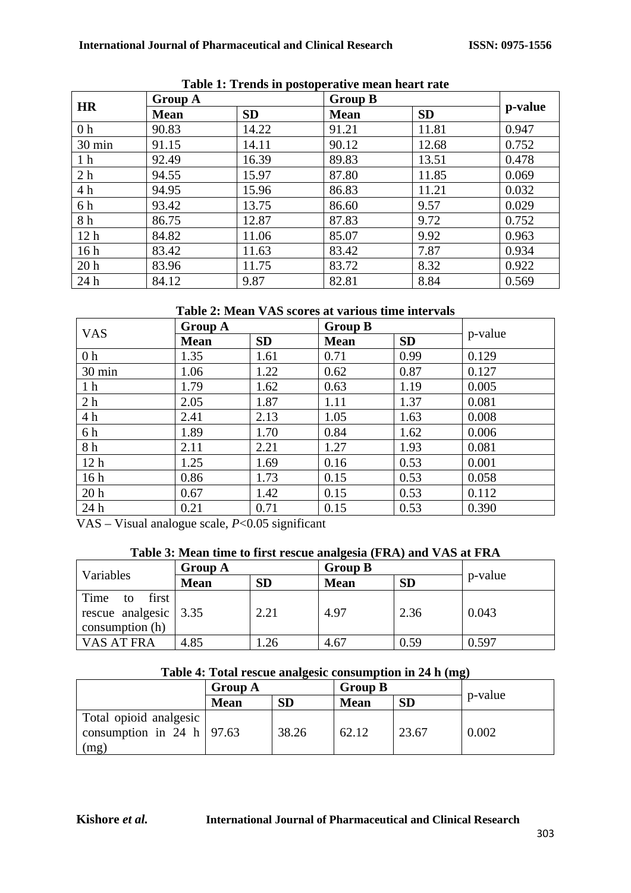**Table 1: Trends in postoperative mean heart rate**

| HR | Group A | | Group B | | p-value |
|---|---|---|---|---|---|
| | **Mean** | **SD** | **Mean** | **SD** | |
| 0 h | 90.83 | 14.22 | 91.21 | 11.81 | 0.947 |
| 30 min | 91.15 | 14.11 | 90.12 | 12.68 | 0.752 |
| 1 h | 92.49 | 16.39 | 89.83 | 13.51 | 0.478 |
| 2 h | 94.55 | 15.97 | 87.80 | 11.85 | 0.069 |
| 4 h | 94.95 | 15.96 | 86.83 | 11.21 | 0.032 |
| 6 h | 93.42 | 13.75 | 86.60 | 9.57 | 0.029 |
| 8 h | 86.75 | 12.87 | 87.83 | 9.72 | 0.752 |
| 12 h | 84.82 | 11.06 | 85.07 | 9.92 | 0.963 |
| 16 h | 83.42 | 11.63 | 83.42 | 7.87 | 0.934 |
| 20 h | 83.96 | 11.75 | 83.72 | 8.32 | 0.922 |
| 24 h | 84.12 | 9.87 | 82.81 | 8.84 | 0.569 |

**Table 2: Mean VAS scores at various time intervals**

| VAS | Group A | | Group B | | p-value |
|---|---|---|---|---|---|
| | **Mean** | **SD** | **Mean** | **SD** | |
| 0 h | 1.35 | 1.61 | 0.71 | 0.99 | 0.129 |
| 30 min | 1.06 | 1.22 | 0.62 | 0.87 | 0.127 |
| 1 h | 1.79 | 1.62 | 0.63 | 1.19 | 0.005 |
| 2 h | 2.05 | 1.87 | 1.11 | 1.37 | 0.081 |
| 4 h | 2.41 | 2.13 | 1.05 | 1.63 | 0.008 |
| 6 h | 1.89 | 1.70 | 0.84 | 1.62 | 0.006 |
| 8 h | 2.11 | 2.21 | 1.27 | 1.93 | 0.081 |
| 12 h | 1.25 | 1.69 | 0.16 | 0.53 | 0.001 |
| 16 h | 0.86 | 1.73 | 0.15 | 0.53 | 0.058 |
| 20 h | 0.67 | 1.42 | 0.15 | 0.53 | 0.112 |
| 24 h | 0.21 | 0.71 | 0.15 | 0.53 | 0.390 |

VAS – Visual analogue scale, $P<0.05$ significant

**Table 3: Mean time to first rescue analgesia (FRA) and VAS at FRA**

| Variables | Group A | | Group B | | p-value |
|---|---|---|---|---|---|
| | **Mean** | **SD** | **Mean** | **SD** | |
| Time to first rescue analgesic consumption (h) | 3.35 | 2.21 | 4.97 | 2.36 | 0.043 |
| VAS AT FRA | 4.85 | 1.26 | 4.67 | 0.59 | 0.597 |

**Table 4: Total rescue analgesic consumption in 24 h (mg)**

| | Group A | | Group B | | p-value |
|---|---|---|---|---|---|
| | **Mean** | **SD** | **Mean** | **SD** | |
| Total opioid analgesic consumption in 24 h (mg) | 97.63 | 38.26 | 62.12 | 23.67 | 0.002 |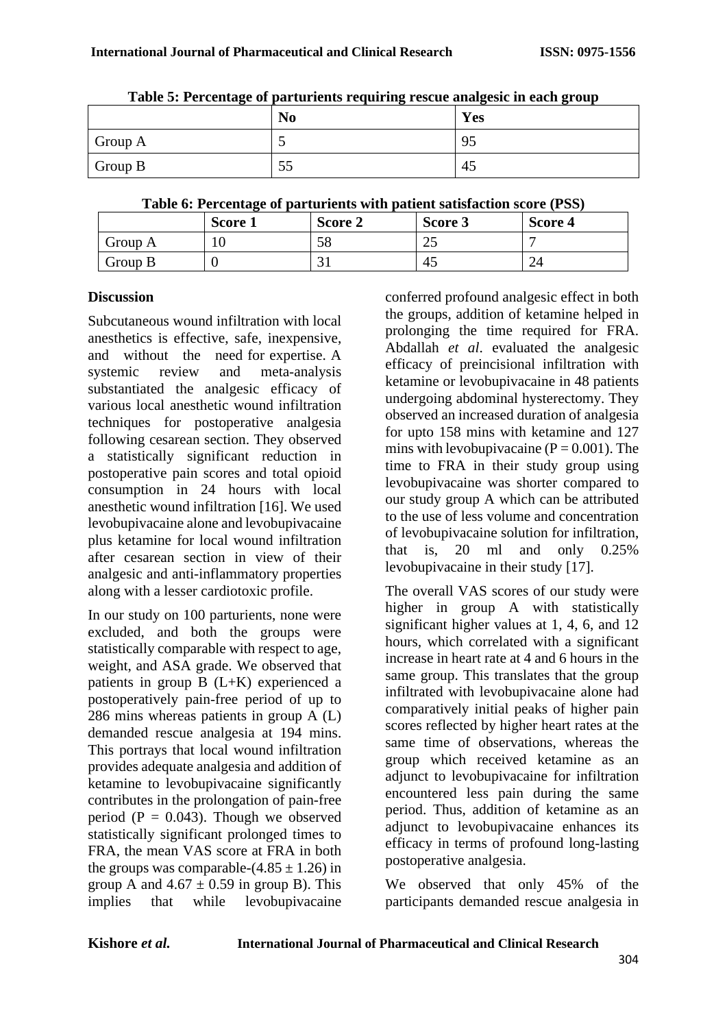**Table 5: Percentage of parturients requiring rescue analgesic in each group**

| | No | Yes |
|---|---|---|
| Group A | 5 | 95 |
| Group B | 55 | 45 |

**Table 6: Percentage of parturients with patient satisfaction score (PSS)**

| | Score 1 | Score 2 | Score 3 | Score 4 |
|---|---|---|---|---|
| Group A | 10 | 58 | 25 | 7 |
| Group B | 0 | 31 | 45 | 24 |

## Discussion

Subcutaneous wound infiltration with local anesthetics is effective, safe, inexpensive, and without the need for expertise. A systemic review and meta-analysis substantiated the analgesic efficacy of various local anesthetic wound infiltration techniques for postoperative analgesia following cesarean section. They observed a statistically significant reduction in postoperative pain scores and total opioid consumption in 24 hours with local anesthetic wound infiltration [16]. We used levobupivacaine alone and levobupivacaine plus ketamine for local wound infiltration after cesarean section in view of their analgesic and anti-inflammatory properties along with a lesser cardiotoxic profile.

In our study on 100 parturients, none were excluded, and both the groups were statistically comparable with respect to age, weight, and ASA grade. We observed that patients in group B (L+K) experienced a postoperatively pain-free period of up to 286 mins whereas patients in group A (L) demanded rescue analgesia at 194 mins. This portrays that local wound infiltration provides adequate analgesia and addition of ketamine to levobupivacaine significantly contributes in the prolongation of pain-free period ($P = 0.043$). Though we observed statistically significant prolonged times to FRA, the mean VAS score at FRA in both the groups was comparable-($4.85 \pm 1.26$) in group A and $4.67 \pm 0.59$ in group B). This implies that while levobupivacaine conferred profound analgesic effect in both the groups, addition of ketamine helped in prolonging the time required for FRA. Abdallah *et al*. evaluated the analgesic efficacy of preincisional infiltration with ketamine or levobupivacaine in 48 patients undergoing abdominal hysterectomy. They observed an increased duration of analgesia for upto 158 mins with ketamine and 127 mins with levobupivacaine ($P = 0.001$). The time to FRA in their study group using levobupivacaine was shorter compared to our study group A which can be attributed to the use of less volume and concentration of levobupivacaine solution for infiltration, that is, 20 ml and only 0.25% levobupivacaine in their study [17].

The overall VAS scores of our study were higher in group A with statistically significant higher values at 1, 4, 6, and 12 hours, which correlated with a significant increase in heart rate at 4 and 6 hours in the same group. This translates that the group infiltrated with levobupivacaine alone had comparatively initial peaks of higher pain scores reflected by higher heart rates at the same time of observations, whereas the group which received ketamine as an adjunct to levobupivacaine for infiltration encountered less pain during the same period. Thus, addition of ketamine as an adjunct to levobupivacaine enhances its efficacy in terms of profound long-lasting postoperative analgesia.

We observed that only 45% of the participants demanded rescue analgesia in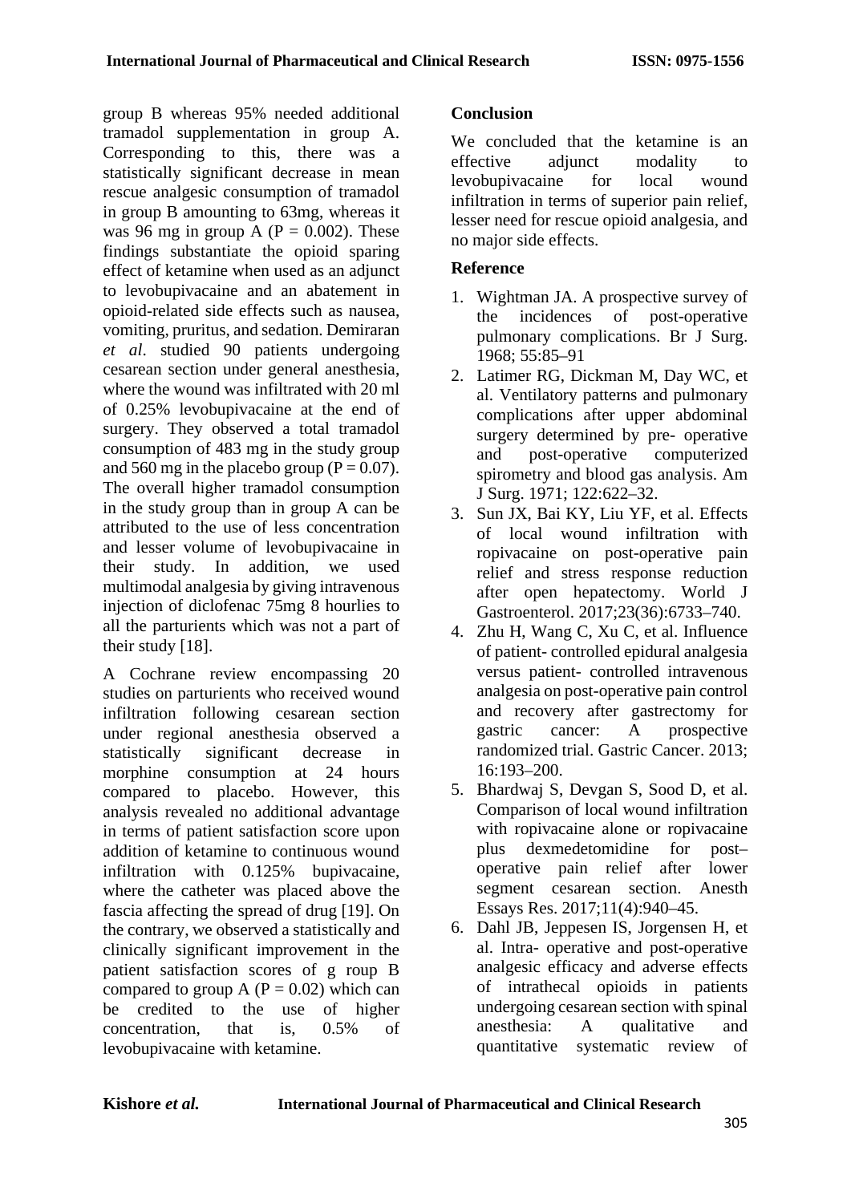group B whereas 95% needed additional tramadol supplementation in group A. Corresponding to this, there was a statistically significant decrease in mean rescue analgesic consumption of tramadol in group B amounting to 63mg, whereas it was 96 mg in group A ($P = 0.002$). These findings substantiate the opioid sparing effect of ketamine when used as an adjunct to levobupivacaine and an abatement in opioid-related side effects such as nausea, vomiting, pruritus, and sedation. Demiraran *et al*. studied 90 patients undergoing cesarean section under general anesthesia, where the wound was infiltrated with 20 ml of 0.25% levobupivacaine at the end of surgery. They observed a total tramadol consumption of 483 mg in the study group and 560 mg in the placebo group ($P = 0.07$). The overall higher tramadol consumption in the study group than in group A can be attributed to the use of less concentration and lesser volume of levobupivacaine in their study. In addition, we used multimodal analgesia by giving intravenous injection of diclofenac 75mg 8 hourlies to all the parturients which was not a part of their study [18].

A Cochrane review encompassing 20 studies on parturients who received wound infiltration following cesarean section under regional anesthesia observed a statistically significant decrease in morphine consumption at 24 hours compared to placebo. However, this analysis revealed no additional advantage in terms of patient satisfaction score upon addition of ketamine to continuous wound infiltration with 0.125% bupivacaine, where the catheter was placed above the fascia affecting the spread of drug [19]. On the contrary, we observed a statistically and clinically significant improvement in the patient satisfaction scores of g roup B compared to group A ($P = 0.02$) which can be credited to the use of higher concentration, that is, 0.5% of levobupivacaine with ketamine.

## Conclusion

We concluded that the ketamine is an effective adjunct modality to levobupivacaine for local wound infiltration in terms of superior pain relief, lesser need for rescue opioid analgesia, and no major side effects.

## Reference

1. Wightman JA. A prospective survey of the incidences of post-operative pulmonary complications. Br J Surg. 1968; 55:85–91
2. Latimer RG, Dickman M, Day WC, et al. Ventilatory patterns and pulmonary complications after upper abdominal surgery determined by pre- operative and post-operative computerized spirometry and blood gas analysis. Am J Surg. 1971; 122:622–32.
3. Sun JX, Bai KY, Liu YF, et al. Effects of local wound infiltration with ropivacaine on post-operative pain relief and stress response reduction after open hepatectomy. World J Gastroenterol. 2017;23(36):6733–740.
4. Zhu H, Wang C, Xu C, et al. Influence of patient- controlled epidural analgesia versus patient- controlled intravenous analgesia on post-operative pain control and recovery after gastrectomy for gastric cancer: A prospective randomized trial. Gastric Cancer. 2013; 16:193–200.
5. Bhardwaj S, Devgan S, Sood D, et al. Comparison of local wound infiltration with ropivacaine alone or ropivacaine plus dexmedetomidine for post–operative pain relief after lower segment cesarean section. Anesth Essays Res. 2017;11(4):940–45.
6. Dahl JB, Jeppesen IS, Jorgensen H, et al. Intra- operative and post-operative analgesic efficacy and adverse effects of intrathecal opioids in patients undergoing cesarean section with spinal anesthesia: A qualitative and quantitative systematic review of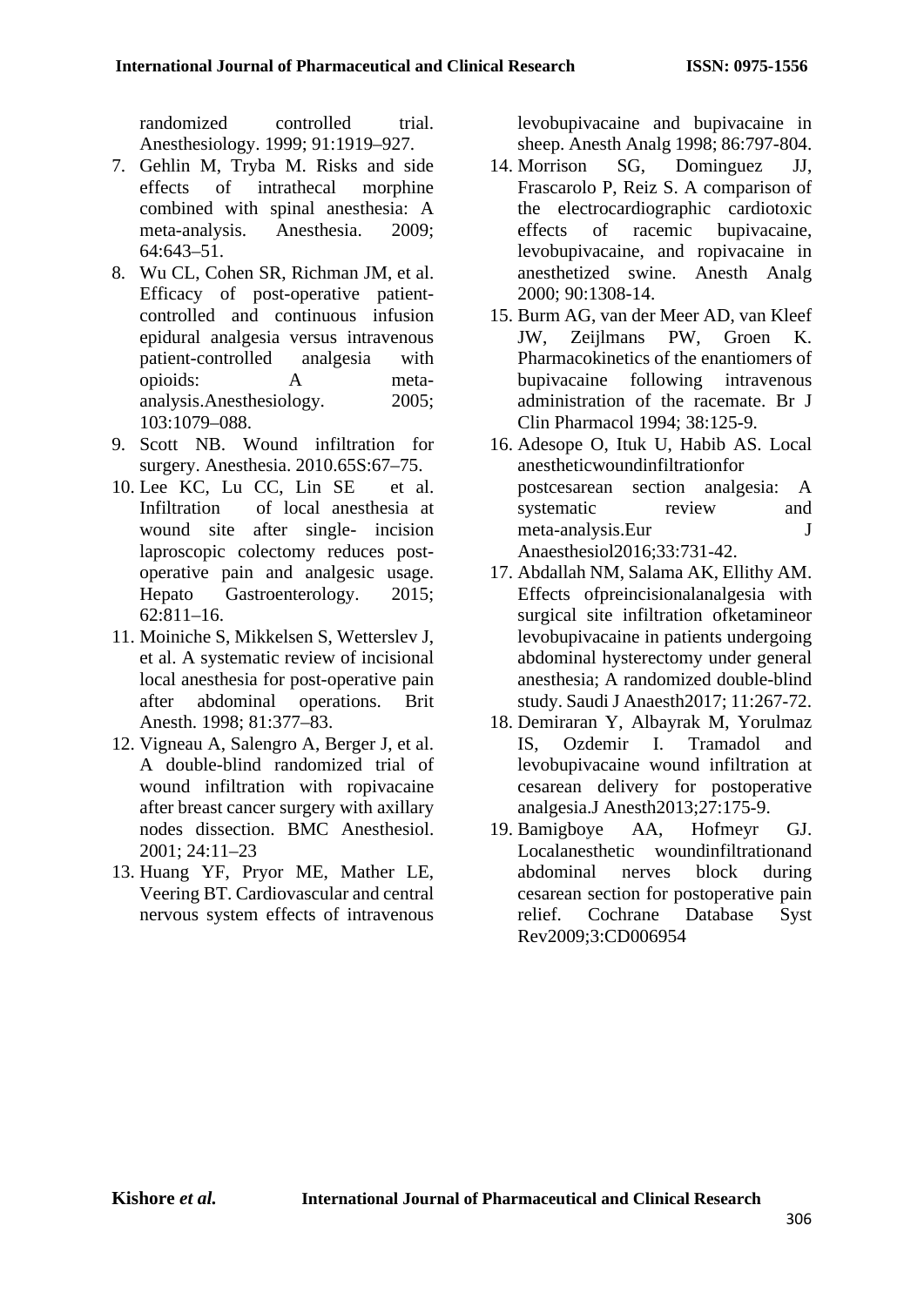randomized controlled trial. Anesthesiology. 1999; 91:1919–927.

7. Gehlin M, Tryba M. Risks and side effects of intrathecal morphine combined with spinal anesthesia: A meta-analysis. Anesthesia. 2009; 64:643–51.
8. Wu CL, Cohen SR, Richman JM, et al. Efficacy of post-operative patient-controlled and continuous infusion epidural analgesia versus intravenous patient-controlled analgesia with opioids: A meta-analysis.Anesthesiology. 2005; 103:1079–088.
9. Scott NB. Wound infiltration for surgery. Anesthesia. 2010.65S:67–75.
10. Lee KC, Lu CC, Lin SE et al. Infiltration of local anesthesia at wound site after single- incision laproscopic colectomy reduces post-operative pain and analgesic usage. Hepato Gastroenterology. 2015; 62:811–16.
11. Moiniche S, Mikkelsen S, Wetterslev J, et al. A systematic review of incisional local anesthesia for post-operative pain after abdominal operations. Brit Anesth. 1998; 81:377–83.
12. Vigneau A, Salengro A, Berger J, et al. A double-blind randomized trial of wound infiltration with ropivacaine after breast cancer surgery with axillary nodes dissection. BMC Anesthesiol. 2001; 24:11–23
13. Huang YF, Pryor ME, Mather LE, Veering BT. Cardiovascular and central nervous system effects of intravenous levobupivacaine and bupivacaine in sheep. Anesth Analg 1998; 86:797-804.
14. Morrison SG, Dominguez JJ, Frascarolo P, Reiz S. A comparison of the electrocardiographic cardiotoxic effects of racemic bupivacaine, levobupivacaine, and ropivacaine in anesthetized swine. Anesth Analg 2000; 90:1308-14.
15. Burm AG, van der Meer AD, van Kleef JW, Zeijlmans PW, Groen K. Pharmacokinetics of the enantiomers of bupivacaine following intravenous administration of the racemate. Br J Clin Pharmacol 1994; 38:125-9.
16. Adesope O, Ituk U, Habib AS. Local anestheticwoundinfiltrationfor postcesarean section analgesia: A systematic review and meta-analysis.Eur J Anaesthesiol2016;33:731-42.
17. Abdallah NM, Salama AK, Ellithy AM. Effects ofpreincisionalanalgesia with surgical site infiltration ofketamineor levobupivacaine in patients undergoing abdominal hysterectomy under general anesthesia; A randomized double-blind study. Saudi J Anaesth2017; 11:267-72.
18. Demiraran Y, Albayrak M, Yorulmaz IS, Ozdemir I. Tramadol and levobupivacaine wound infiltration at cesarean delivery for postoperative analgesia.J Anesth2013;27:175-9.
19. Bamigboye AA, Hofmeyr GJ. Localanesthetic woundinfiltrationand abdominal nerves block during cesarean section for postoperative pain relief. Cochrane Database Syst Rev2009;3:CD006954